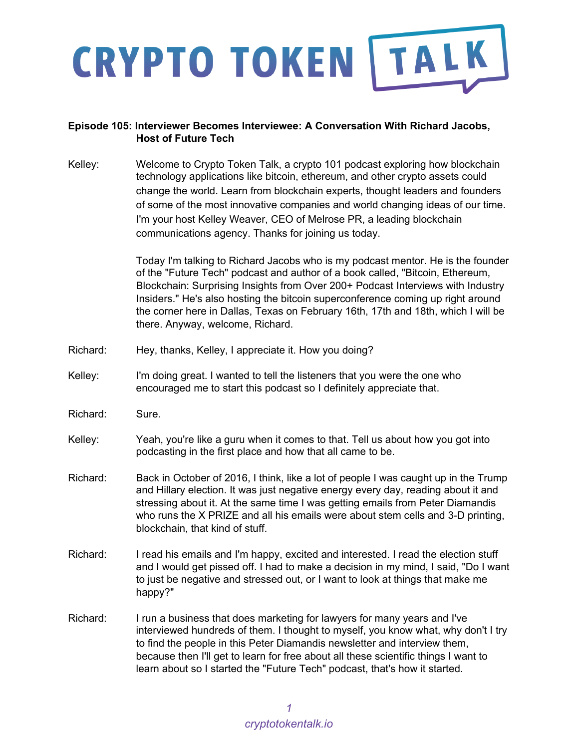# CRYPTO TOKEN TALK

**Episode 105: Interviewer Becomes Interviewee: A Conversation With Richard Jacobs, Host of Future Tech**

Kelley: Welcome to Crypto Token Talk, a crypto 101 podcast exploring how blockchain technology applications like bitcoin, ethereum, and other crypto assets could change the world. Learn from blockchain experts, thought leaders and founders of some of the most innovative companies and world changing ideas of our time. I'm your host Kelley Weaver, CEO of Melrose PR, a leading blockchain communications agency. Thanks for joining us today.

Today I'm talking to Richard Jacobs who is my podcast mentor. He is the founder of the "Future Tech" podcast and author of a book called, "Bitcoin, Ethereum, Blockchain: Surprising Insights from Over 200+ Podcast Interviews with Industry Insiders." He's also hosting the bitcoin superconference coming up right around the corner here in Dallas, Texas on February 16th, 17th and 18th, which I will be there. Anyway, welcome, Richard.

Richard: Hey, thanks, Kelley, I appreciate it. How you doing?

Kelley: I'm doing great. I wanted to tell the listeners that you were the one who encouraged me to start this podcast so I definitely appreciate that.

Richard: Sure.

Kelley: Yeah, you're like a guru when it comes to that. Tell us about how you got into podcasting in the first place and how that all came to be.

Richard: Back in October of 2016, I think, like a lot of people I was caught up in the Trump and Hillary election. It was just negative energy every day, reading about it and stressing about it. At the same time I was getting emails from Peter Diamandis who runs the X PRIZE and all his emails were about stem cells and 3-D printing, blockchain, that kind of stuff.

Richard: I read his emails and I'm happy, excited and interested. I read the election stuff and I would get pissed off. I had to make a decision in my mind, I said, "Do I want to just be negative and stressed out, or I want to look at things that make me happy?"

Richard: I run a business that does marketing for lawyers for many years and I've interviewed hundreds of them. I thought to myself, you know what, why don't I try to find the people in this Peter Diamandis newsletter and interview them, because then I'll get to learn for free about all these scientific things I want to learn about so I started the "Future Tech" podcast, that's how it started.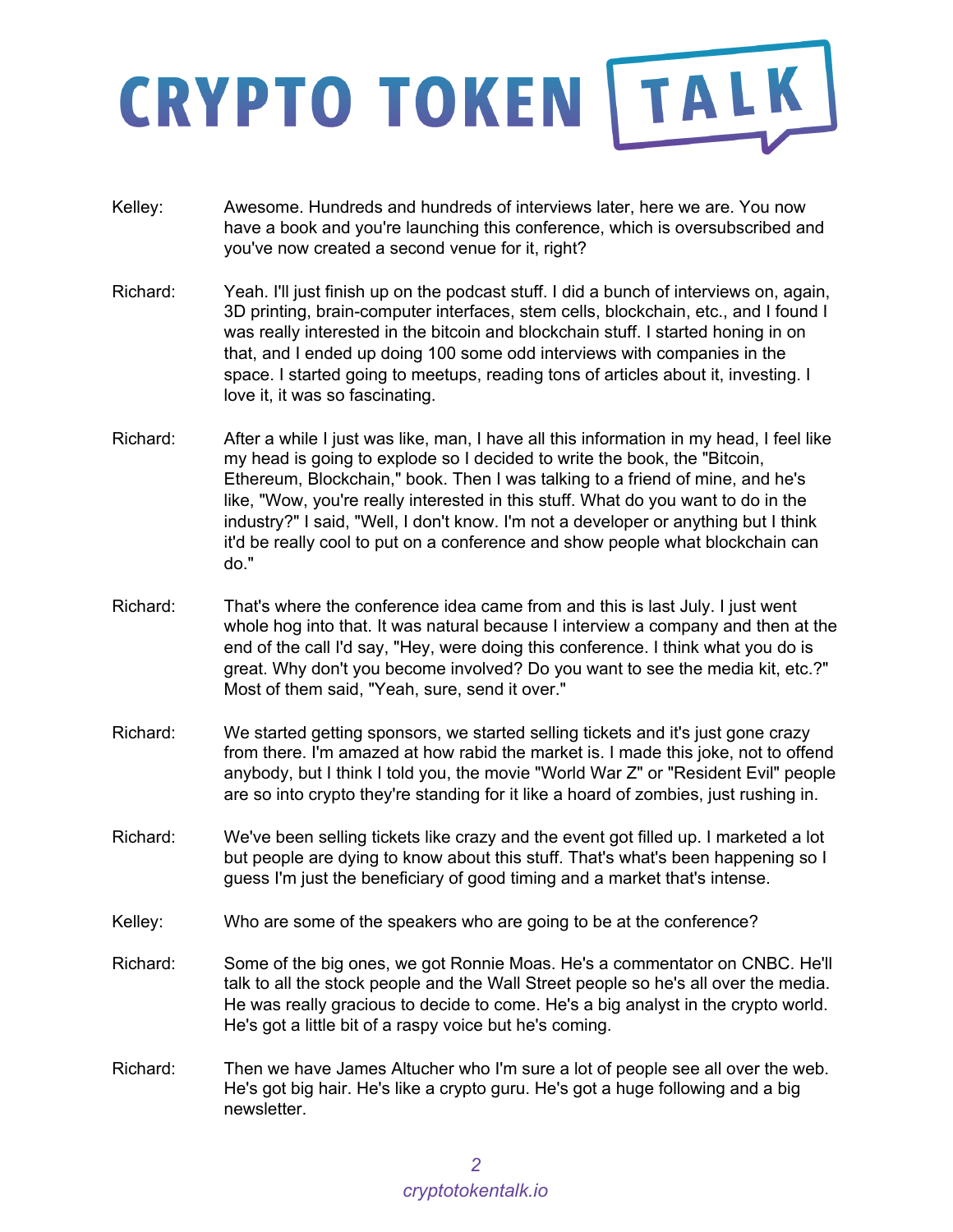Kelley: Awesome. Hundreds and hundreds of interviews later, here we are. You now have a book and you're launching this conference, which is oversubscribed and you've now created a second venue for it, right?

Richard: Yeah. I'll just finish up on the podcast stuff. I did a bunch of interviews on, again, 3D printing, brain-computer interfaces, stem cells, blockchain, etc., and I found I was really interested in the bitcoin and blockchain stuff. I started honing in on that, and I ended up doing 100 some odd interviews with companies in the space. I started going to meetups, reading tons of articles about it, investing. I love it, it was so fascinating.

Richard: After a while I just was like, man, I have all this information in my head, I feel like my head is going to explode so I decided to write the book, the "Bitcoin, Ethereum, Blockchain," book. Then I was talking to a friend of mine, and he's like, "Wow, you're really interested in this stuff. What do you want to do in the industry?" I said, "Well, I don't know. I'm not a developer or anything but I think it'd be really cool to put on a conference and show people what blockchain can do."

Richard: That's where the conference idea came from and this is last July. I just went whole hog into that. It was natural because I interview a company and then at the end of the call I'd say, "Hey, were doing this conference. I think what you do is great. Why don't you become involved? Do you want to see the media kit, etc.?" Most of them said, "Yeah, sure, send it over."

Richard: We started getting sponsors, we started selling tickets and it's just gone crazy from there. I'm amazed at how rabid the market is. I made this joke, not to offend anybody, but I think I told you, the movie "World War Z" or "Resident Evil" people are so into crypto they're standing for it like a hoard of zombies, just rushing in.

Richard: We've been selling tickets like crazy and the event got filled up. I marketed a lot but people are dying to know about this stuff. That's what's been happening so I guess I'm just the beneficiary of good timing and a market that's intense.

Kelley: Who are some of the speakers who are going to be at the conference?

Richard: Some of the big ones, we got Ronnie Moas. He's a commentator on CNBC. He'll talk to all the stock people and the Wall Street people so he's all over the media. He was really gracious to decide to come. He's a big analyst in the crypto world. He's got a little bit of a raspy voice but he's coming.

Richard: Then we have James Altucher who I'm sure a lot of people see all over the web. He's got big hair. He's like a crypto guru. He's got a huge following and a big newsletter.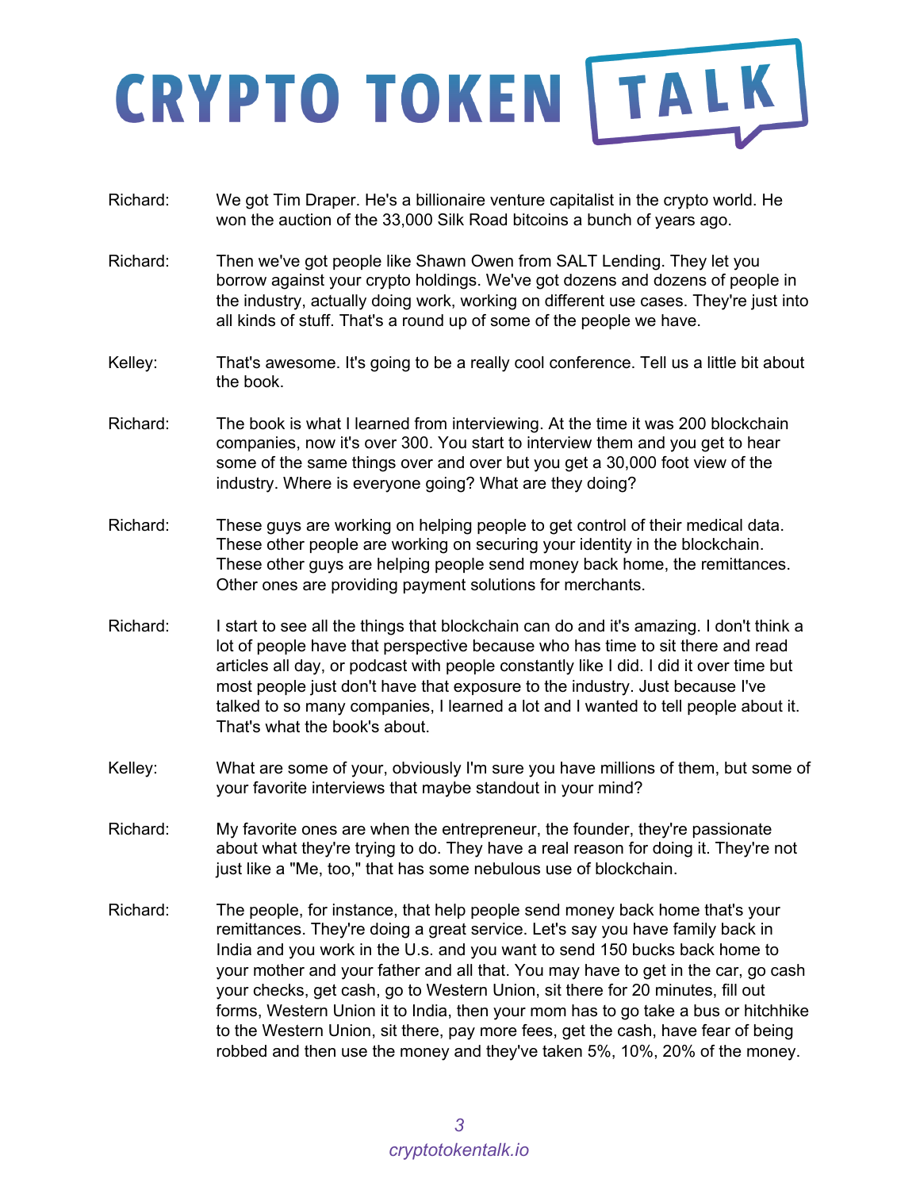Richard: We got Tim Draper. He's a billionaire venture capitalist in the crypto world. He won the auction of the 33,000 Silk Road bitcoins a bunch of years ago.

Richard: Then we've got people like Shawn Owen from SALT Lending. They let you borrow against your crypto holdings. We've got dozens and dozens of people in the industry, actually doing work, working on different use cases. They're just into all kinds of stuff. That's a round up of some of the people we have.

Kelley: That's awesome. It's going to be a really cool conference. Tell us a little bit about the book.

Richard: The book is what I learned from interviewing. At the time it was 200 blockchain companies, now it's over 300. You start to interview them and you get to hear some of the same things over and over but you get a 30,000 foot view of the industry. Where is everyone going? What are they doing?

Richard: These guys are working on helping people to get control of their medical data. These other people are working on securing your identity in the blockchain. These other guys are helping people send money back home, the remittances. Other ones are providing payment solutions for merchants.

Richard: I start to see all the things that blockchain can do and it's amazing. I don't think a lot of people have that perspective because who has time to sit there and read articles all day, or podcast with people constantly like I did. I did it over time but most people just don't have that exposure to the industry. Just because I've talked to so many companies, I learned a lot and I wanted to tell people about it. That's what the book's about.

Kelley: What are some of your, obviously I'm sure you have millions of them, but some of your favorite interviews that maybe standout in your mind?

Richard: My favorite ones are when the entrepreneur, the founder, they're passionate about what they're trying to do. They have a real reason for doing it. They're not just like a "Me, too," that has some nebulous use of blockchain.

Richard: The people, for instance, that help people send money back home that's your remittances. They're doing a great service. Let's say you have family back in India and you work in the U.s. and you want to send 150 bucks back home to your mother and your father and all that. You may have to get in the car, go cash your checks, get cash, go to Western Union, sit there for 20 minutes, fill out forms, Western Union it to India, then your mom has to go take a bus or hitchhike to the Western Union, sit there, pay more fees, get the cash, have fear of being robbed and then use the money and they've taken 5%, 10%, 20% of the money.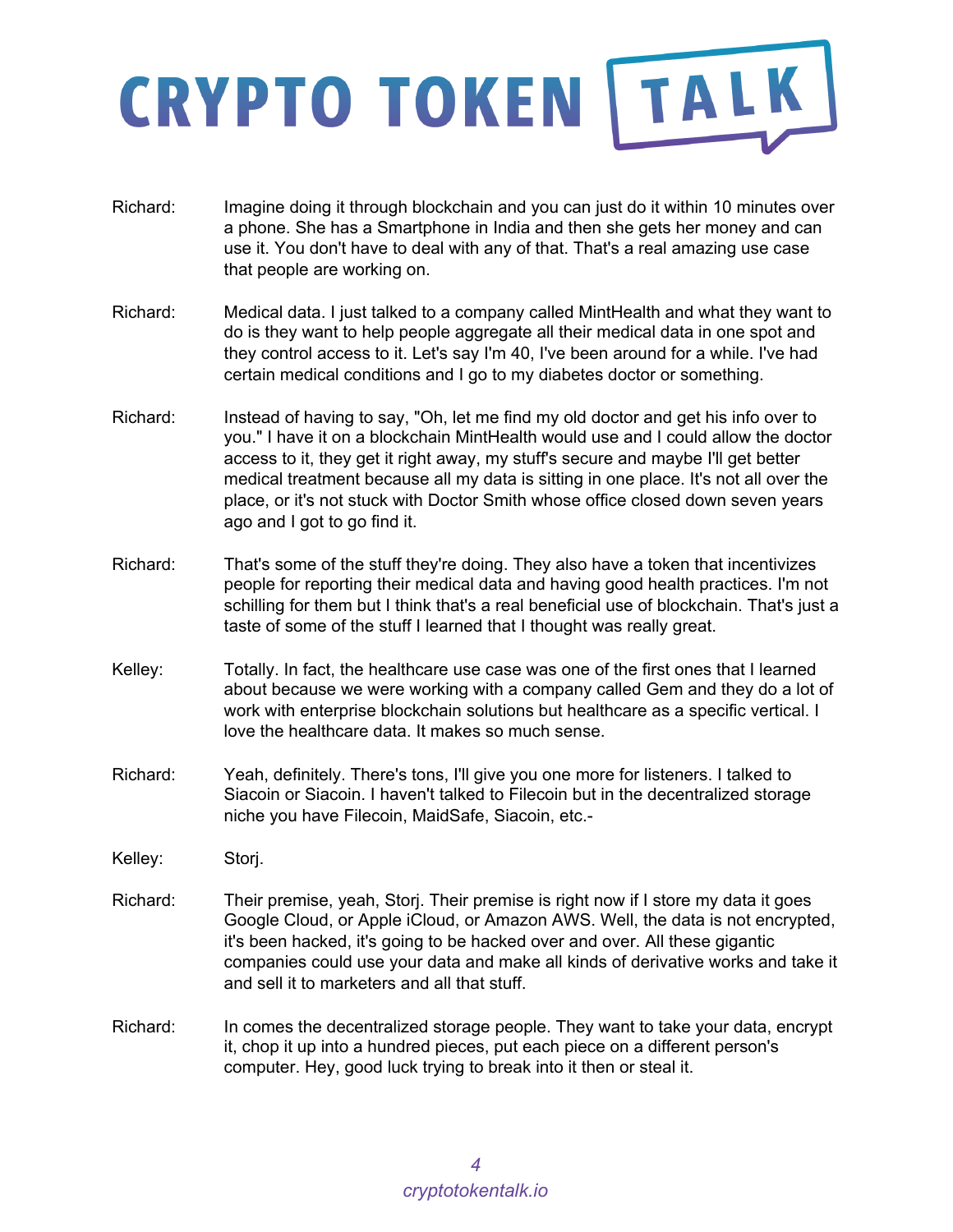Richard: Imagine doing it through blockchain and you can just do it within 10 minutes over a phone. She has a Smartphone in India and then she gets her money and can use it. You don't have to deal with any of that. That's a real amazing use case that people are working on.

Richard: Medical data. I just talked to a company called MintHealth and what they want to do is they want to help people aggregate all their medical data in one spot and they control access to it. Let's say I'm 40, I've been around for a while. I've had certain medical conditions and I go to my diabetes doctor or something.

Richard: Instead of having to say, "Oh, let me find my old doctor and get his info over to you." I have it on a blockchain MintHealth would use and I could allow the doctor access to it, they get it right away, my stuff's secure and maybe I'll get better medical treatment because all my data is sitting in one place. It's not all over the place, or it's not stuck with Doctor Smith whose office closed down seven years ago and I got to go find it.

Richard: That's some of the stuff they're doing. They also have a token that incentivizes people for reporting their medical data and having good health practices. I'm not schilling for them but I think that's a real beneficial use of blockchain. That's just a taste of some of the stuff I learned that I thought was really great.

Kelley: Totally. In fact, the healthcare use case was one of the first ones that I learned about because we were working with a company called Gem and they do a lot of work with enterprise blockchain solutions but healthcare as a specific vertical. I love the healthcare data. It makes so much sense.

Richard: Yeah, definitely. There's tons, I'll give you one more for listeners. I talked to Siacoin or Siacoin. I haven't talked to Filecoin but in the decentralized storage niche you have Filecoin, MaidSafe, Siacoin, etc.-

Kelley: Storj.

Richard: Their premise, yeah, Storj. Their premise is right now if I store my data it goes Google Cloud, or Apple iCloud, or Amazon AWS. Well, the data is not encrypted, it's been hacked, it's going to be hacked over and over. All these gigantic companies could use your data and make all kinds of derivative works and take it and sell it to marketers and all that stuff.

Richard: In comes the decentralized storage people. They want to take your data, encrypt it, chop it up into a hundred pieces, put each piece on a different person's computer. Hey, good luck trying to break into it then or steal it.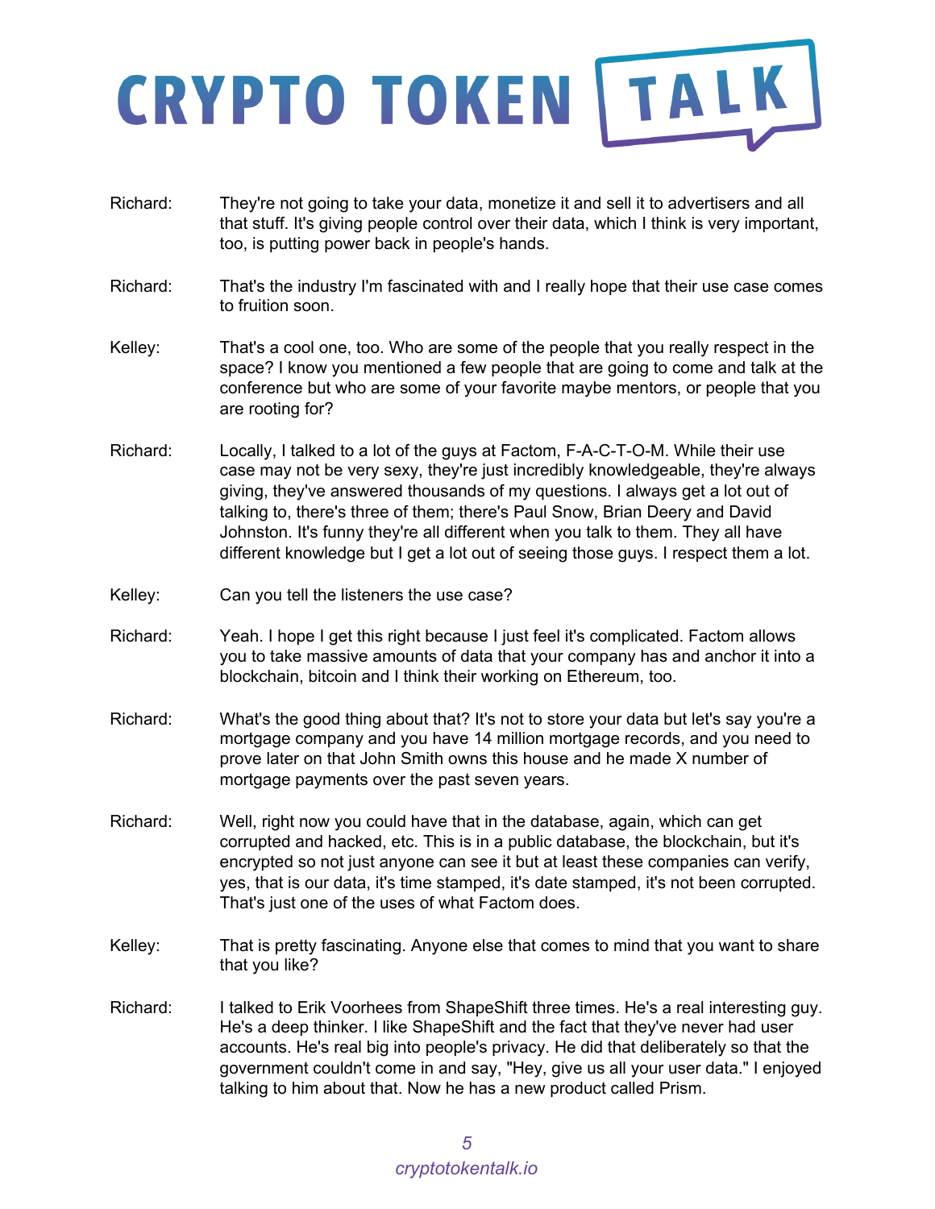Richard: They're not going to take your data, monetize it and sell it to advertisers and all that stuff. It's giving people control over their data, which I think is very important, too, is putting power back in people's hands.

Richard: That's the industry I'm fascinated with and I really hope that their use case comes to fruition soon.

Kelley: That's a cool one, too. Who are some of the people that you really respect in the space? I know you mentioned a few people that are going to come and talk at the conference but who are some of your favorite maybe mentors, or people that you are rooting for?

Richard: Locally, I talked to a lot of the guys at Factom, F-A-C-T-O-M. While their use case may not be very sexy, they're just incredibly knowledgeable, they're always giving, they've answered thousands of my questions. I always get a lot out of talking to, there's three of them; there's Paul Snow, Brian Deery and David Johnston. It's funny they're all different when you talk to them. They all have different knowledge but I get a lot out of seeing those guys. I respect them a lot.

Kelley: Can you tell the listeners the use case?

Richard: Yeah. I hope I get this right because I just feel it's complicated. Factom allows you to take massive amounts of data that your company has and anchor it into a blockchain, bitcoin and I think their working on Ethereum, too.

Richard: What's the good thing about that? It's not to store your data but let's say you're a mortgage company and you have 14 million mortgage records, and you need to prove later on that John Smith owns this house and he made X number of mortgage payments over the past seven years.

Richard: Well, right now you could have that in the database, again, which can get corrupted and hacked, etc. This is in a public database, the blockchain, but it's encrypted so not just anyone can see it but at least these companies can verify, yes, that is our data, it's time stamped, it's date stamped, it's not been corrupted. That's just one of the uses of what Factom does.

Kelley: That is pretty fascinating. Anyone else that comes to mind that you want to share that you like?

Richard: I talked to Erik Voorhees from ShapeShift three times. He's a real interesting guy. He's a deep thinker. I like ShapeShift and the fact that they've never had user accounts. He's real big into people's privacy. He did that deliberately so that the government couldn't come in and say, "Hey, give us all your user data." I enjoyed talking to him about that. Now he has a new product called Prism.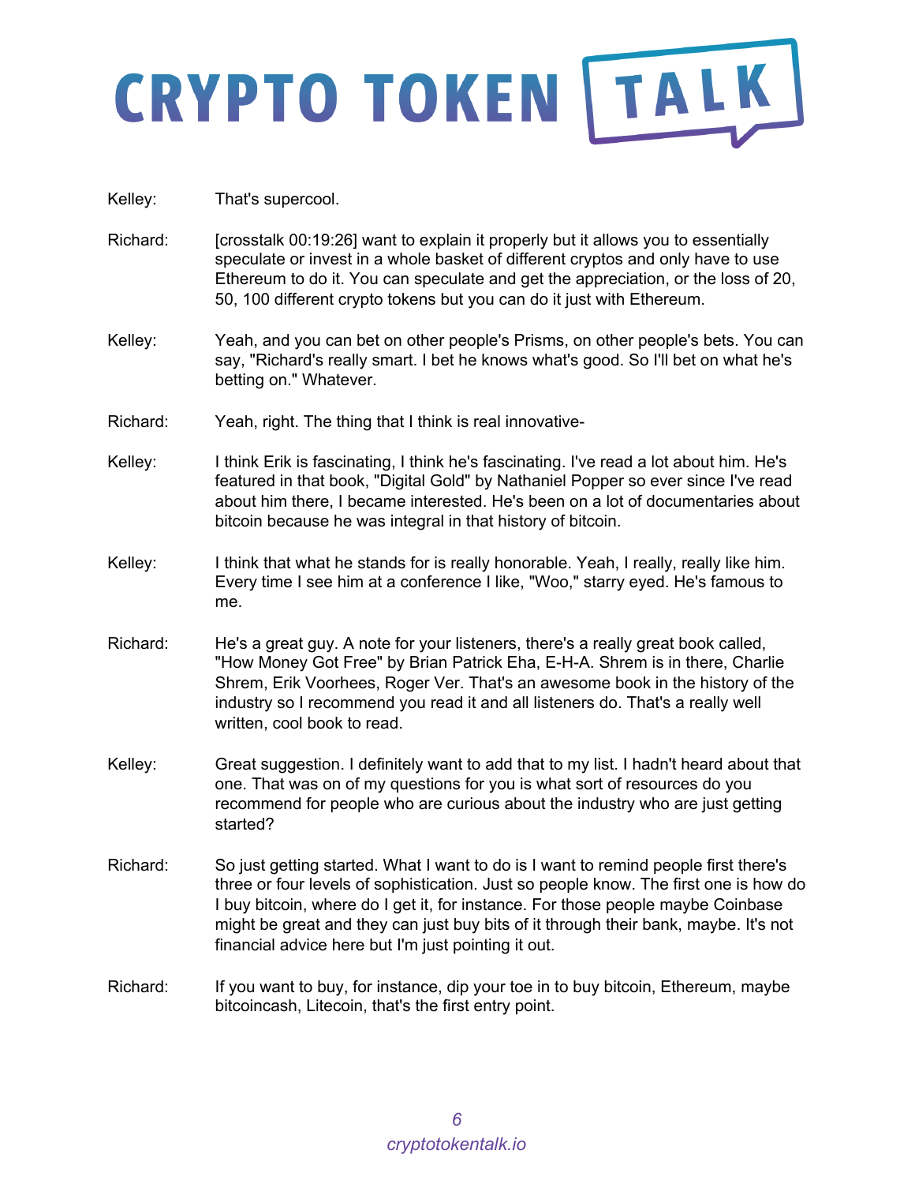Kelley: That's supercool.

Richard: [crosstalk 00:19:26] want to explain it properly but it allows you to essentially speculate or invest in a whole basket of different cryptos and only have to use Ethereum to do it. You can speculate and get the appreciation, or the loss of 20, 50, 100 different crypto tokens but you can do it just with Ethereum.

Kelley: Yeah, and you can bet on other people's Prisms, on other people's bets. You can say, "Richard's really smart. I bet he knows what's good. So I'll bet on what he's betting on." Whatever.

Richard: Yeah, right. The thing that I think is real innovative-

Kelley: I think Erik is fascinating, I think he's fascinating. I've read a lot about him. He's featured in that book, "Digital Gold" by Nathaniel Popper so ever since I've read about him there, I became interested. He's been on a lot of documentaries about bitcoin because he was integral in that history of bitcoin.

Kelley: I think that what he stands for is really honorable. Yeah, I really, really like him. Every time I see him at a conference I like, "Woo," starry eyed. He's famous to me.

Richard: He's a great guy. A note for your listeners, there's a really great book called, "How Money Got Free" by Brian Patrick Eha, E-H-A. Shrem is in there, Charlie Shrem, Erik Voorhees, Roger Ver. That's an awesome book in the history of the industry so I recommend you read it and all listeners do. That's a really well written, cool book to read.

Kelley: Great suggestion. I definitely want to add that to my list. I hadn't heard about that one. That was on of my questions for you is what sort of resources do you recommend for people who are curious about the industry who are just getting started?

Richard: So just getting started. What I want to do is I want to remind people first there's three or four levels of sophistication. Just so people know. The first one is how do I buy bitcoin, where do I get it, for instance. For those people maybe Coinbase might be great and they can just buy bits of it through their bank, maybe. It's not financial advice here but I'm just pointing it out.

Richard: If you want to buy, for instance, dip your toe in to buy bitcoin, Ethereum, maybe bitcoincash, Litecoin, that's the first entry point.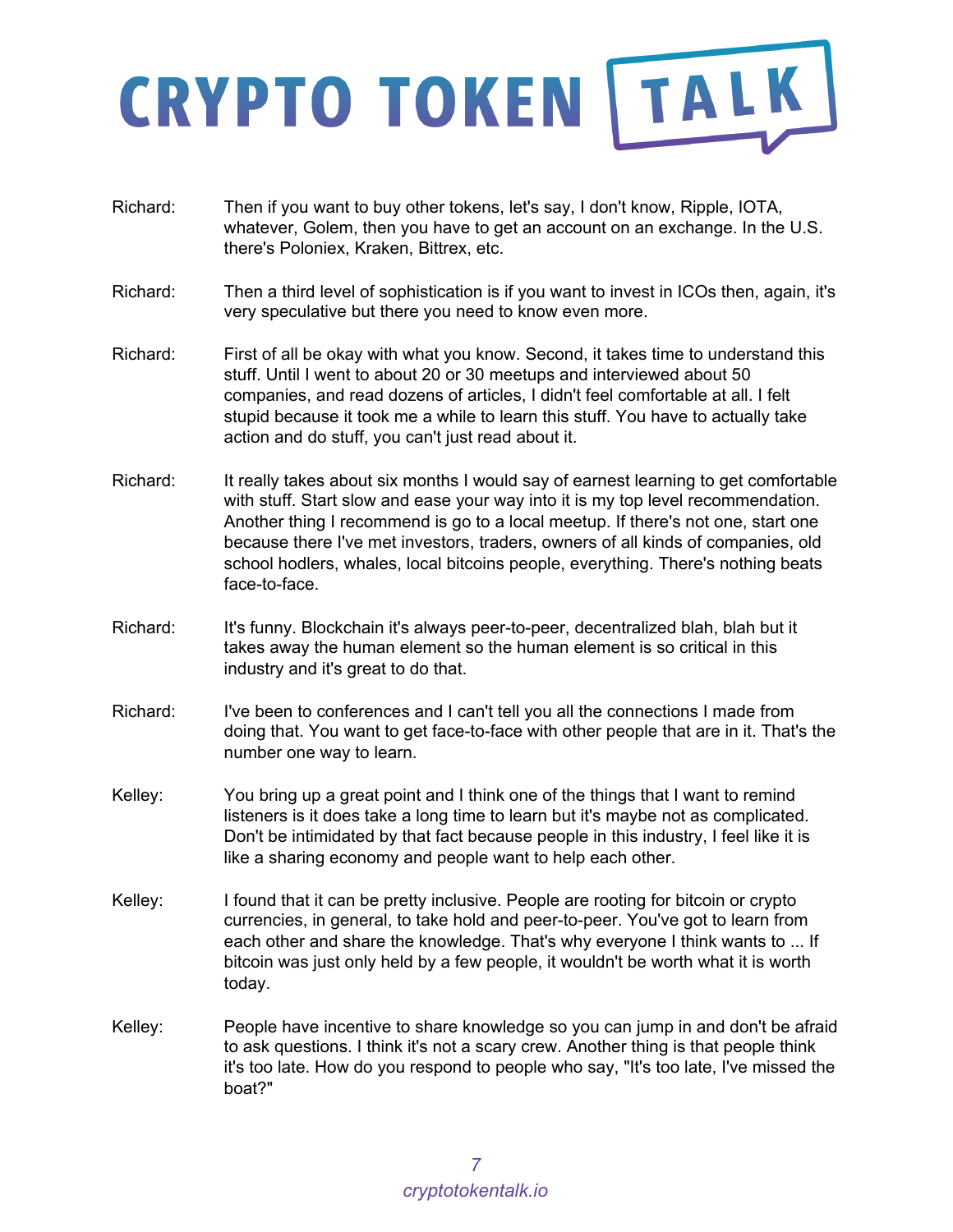Richard: Then if you want to buy other tokens, let's say, I don't know, Ripple, IOTA, whatever, Golem, then you have to get an account on an exchange. In the U.S. there's Poloniex, Kraken, Bittrex, etc.

Richard: Then a third level of sophistication is if you want to invest in ICOs then, again, it's very speculative but there you need to know even more.

Richard: First of all be okay with what you know. Second, it takes time to understand this stuff. Until I went to about 20 or 30 meetups and interviewed about 50 companies, and read dozens of articles, I didn't feel comfortable at all. I felt stupid because it took me a while to learn this stuff. You have to actually take action and do stuff, you can't just read about it.

Richard: It really takes about six months I would say of earnest learning to get comfortable with stuff. Start slow and ease your way into it is my top level recommendation. Another thing I recommend is go to a local meetup. If there's not one, start one because there I've met investors, traders, owners of all kinds of companies, old school hodlers, whales, local bitcoins people, everything. There's nothing beats face-to-face.

Richard: It's funny. Blockchain it's always peer-to-peer, decentralized blah, blah but it takes away the human element so the human element is so critical in this industry and it's great to do that.

Richard: I've been to conferences and I can't tell you all the connections I made from doing that. You want to get face-to-face with other people that are in it. That's the number one way to learn.

Kelley: You bring up a great point and I think one of the things that I want to remind listeners is it does take a long time to learn but it's maybe not as complicated. Don't be intimidated by that fact because people in this industry, I feel like it is like a sharing economy and people want to help each other.

Kelley: I found that it can be pretty inclusive. People are rooting for bitcoin or crypto currencies, in general, to take hold and peer-to-peer. You've got to learn from each other and share the knowledge. That's why everyone I think wants to ... If bitcoin was just only held by a few people, it wouldn't be worth what it is worth today.

Kelley: People have incentive to share knowledge so you can jump in and don't be afraid to ask questions. I think it's not a scary crew. Another thing is that people think it's too late. How do you respond to people who say, "It's too late, I've missed the boat?"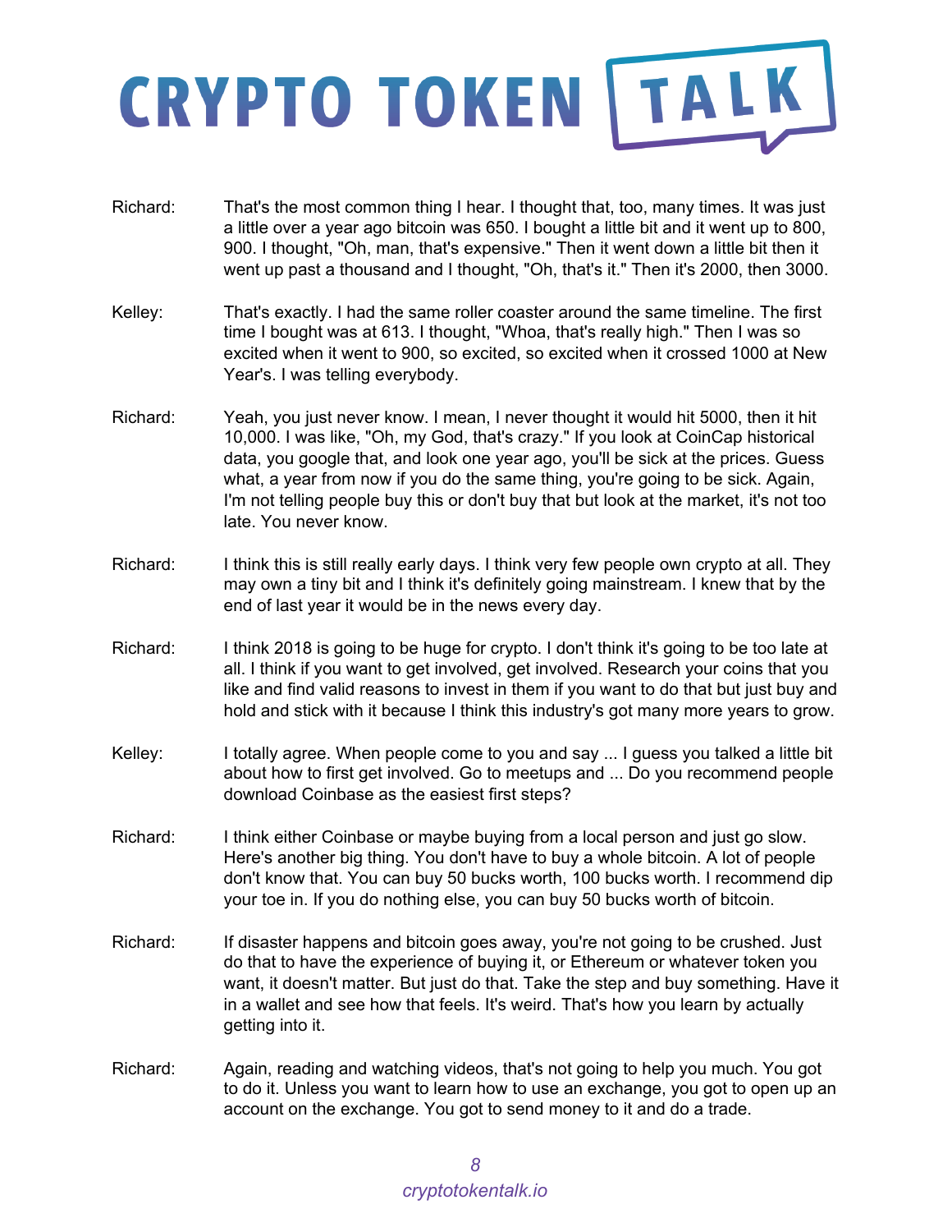Richard: That's the most common thing I hear. I thought that, too, many times. It was just a little over a year ago bitcoin was 650. I bought a little bit and it went up to 800, 900. I thought, "Oh, man, that's expensive." Then it went down a little bit then it went up past a thousand and I thought, "Oh, that's it." Then it's 2000, then 3000.

Kelley: That's exactly. I had the same roller coaster around the same timeline. The first time I bought was at 613. I thought, "Whoa, that's really high." Then I was so excited when it went to 900, so excited, so excited when it crossed 1000 at New Year's. I was telling everybody.

Richard: Yeah, you just never know. I mean, I never thought it would hit 5000, then it hit 10,000. I was like, "Oh, my God, that's crazy." If you look at CoinCap historical data, you google that, and look one year ago, you'll be sick at the prices. Guess what, a year from now if you do the same thing, you're going to be sick. Again, I'm not telling people buy this or don't buy that but look at the market, it's not too late. You never know.

Richard: I think this is still really early days. I think very few people own crypto at all. They may own a tiny bit and I think it's definitely going mainstream. I knew that by the end of last year it would be in the news every day.

Richard: I think 2018 is going to be huge for crypto. I don't think it's going to be too late at all. I think if you want to get involved, get involved. Research your coins that you like and find valid reasons to invest in them if you want to do that but just buy and hold and stick with it because I think this industry's got many more years to grow.

Kelley: I totally agree. When people come to you and say ... I guess you talked a little bit about how to first get involved. Go to meetups and ... Do you recommend people download Coinbase as the easiest first steps?

Richard: I think either Coinbase or maybe buying from a local person and just go slow. Here's another big thing. You don't have to buy a whole bitcoin. A lot of people don't know that. You can buy 50 bucks worth, 100 bucks worth. I recommend dip your toe in. If you do nothing else, you can buy 50 bucks worth of bitcoin.

Richard: If disaster happens and bitcoin goes away, you're not going to be crushed. Just do that to have the experience of buying it, or Ethereum or whatever token you want, it doesn't matter. But just do that. Take the step and buy something. Have it in a wallet and see how that feels. It's weird. That's how you learn by actually getting into it.

Richard: Again, reading and watching videos, that's not going to help you much. You got to do it. Unless you want to learn how to use an exchange, you got to open up an account on the exchange. You got to send money to it and do a trade.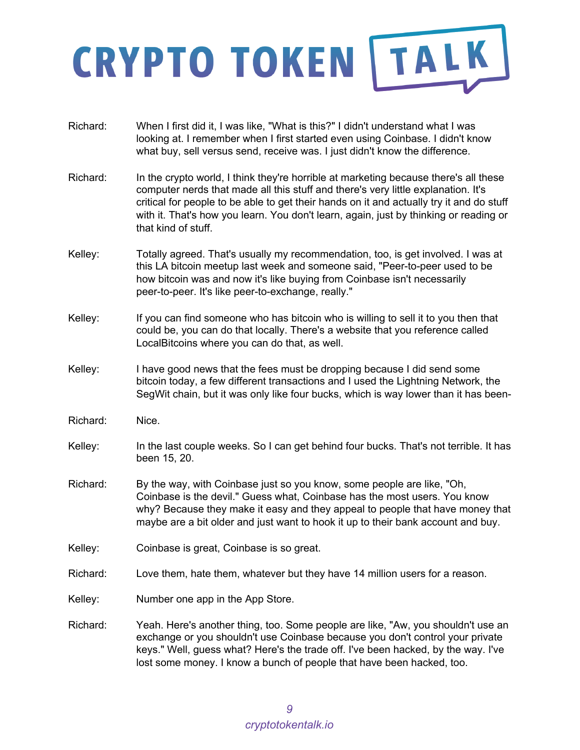Richard: When I first did it, I was like, "What is this?" I didn't understand what I was looking at. I remember when I first started even using Coinbase. I didn't know what buy, sell versus send, receive was. I just didn't know the difference.

Richard: In the crypto world, I think they're horrible at marketing because there's all these computer nerds that made all this stuff and there's very little explanation. It's critical for people to be able to get their hands on it and actually try it and do stuff with it. That's how you learn. You don't learn, again, just by thinking or reading or that kind of stuff.

Kelley: Totally agreed. That's usually my recommendation, too, is get involved. I was at this LA bitcoin meetup last week and someone said, "Peer-to-peer used to be how bitcoin was and now it's like buying from Coinbase isn't necessarily peer-to-peer. It's like peer-to-exchange, really."

Kelley: If you can find someone who has bitcoin who is willing to sell it to you then that could be, you can do that locally. There's a website that you reference called LocalBitcoins where you can do that, as well.

Kelley: I have good news that the fees must be dropping because I did send some bitcoin today, a few different transactions and I used the Lightning Network, the SegWit chain, but it was only like four bucks, which is way lower than it has been-

Richard: Nice.

Kelley: In the last couple weeks. So I can get behind four bucks. That's not terrible. It has been 15, 20.

Richard: By the way, with Coinbase just so you know, some people are like, "Oh, Coinbase is the devil." Guess what, Coinbase has the most users. You know why? Because they make it easy and they appeal to people that have money that maybe are a bit older and just want to hook it up to their bank account and buy.

Kelley: Coinbase is great, Coinbase is so great.

Richard: Love them, hate them, whatever but they have 14 million users for a reason.

Kelley: Number one app in the App Store.

Richard: Yeah. Here's another thing, too. Some people are like, "Aw, you shouldn't use an exchange or you shouldn't use Coinbase because you don't control your private keys." Well, guess what? Here's the trade off. I've been hacked, by the way. I've lost some money. I know a bunch of people that have been hacked, too.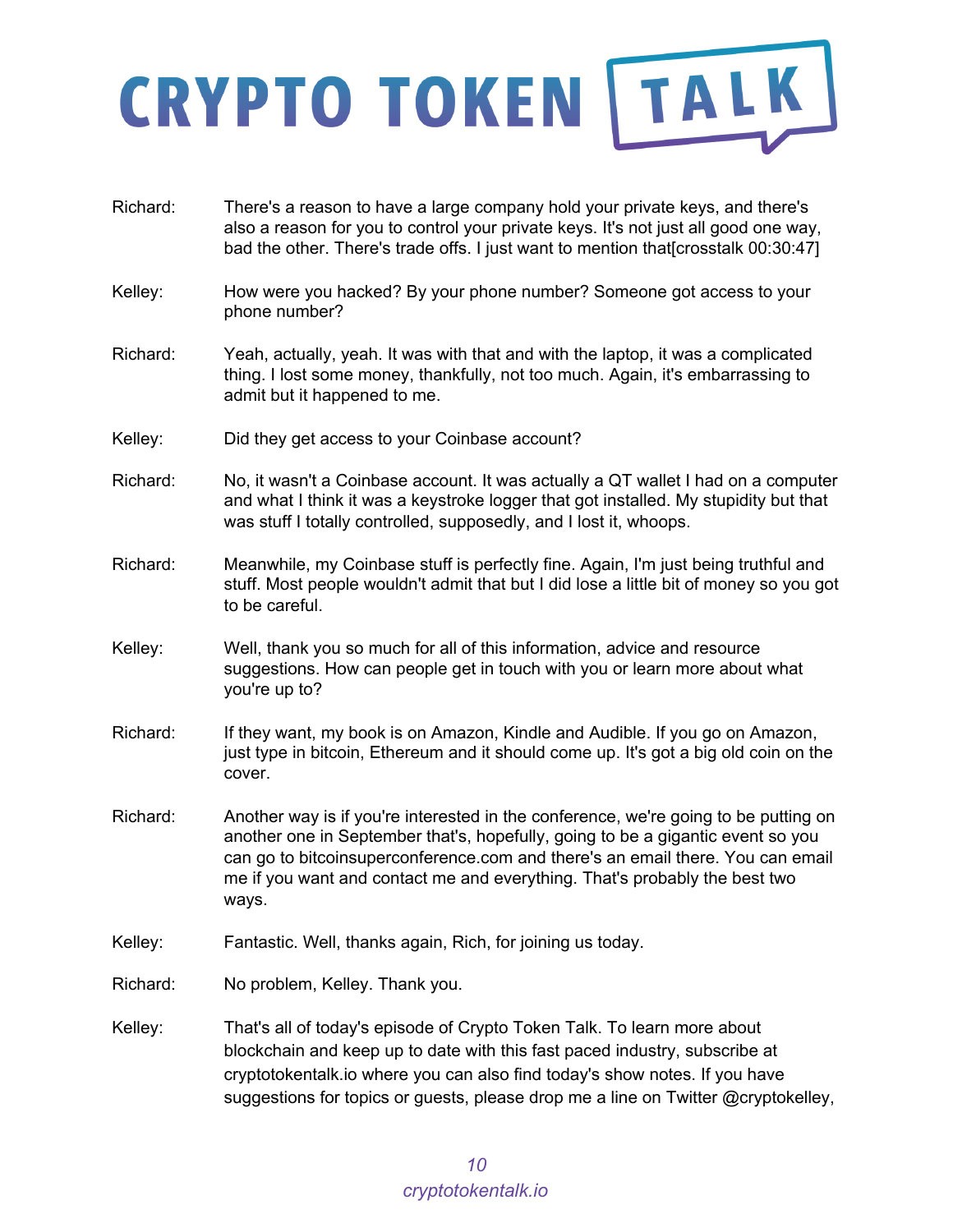Richard: There's a reason to have a large company hold your private keys, and there's also a reason for you to control your private keys. It's not just all good one way, bad the other. There's trade offs. I just want to mention that[crosstalk 00:30:47]

Kelley: How were you hacked? By your phone number? Someone got access to your phone number?

Richard: Yeah, actually, yeah. It was with that and with the laptop, it was a complicated thing. I lost some money, thankfully, not too much. Again, it's embarrassing to admit but it happened to me.

Kelley: Did they get access to your Coinbase account?

Richard: No, it wasn't a Coinbase account. It was actually a QT wallet I had on a computer and what I think it was a keystroke logger that got installed. My stupidity but that was stuff I totally controlled, supposedly, and I lost it, whoops.

Richard: Meanwhile, my Coinbase stuff is perfectly fine. Again, I'm just being truthful and stuff. Most people wouldn't admit that but I did lose a little bit of money so you got to be careful.

Kelley: Well, thank you so much for all of this information, advice and resource suggestions. How can people get in touch with you or learn more about what you're up to?

Richard: If they want, my book is on Amazon, Kindle and Audible. If you go on Amazon, just type in bitcoin, Ethereum and it should come up. It's got a big old coin on the cover.

Richard: Another way is if you're interested in the conference, we're going to be putting on another one in September that's, hopefully, going to be a gigantic event so you can go to bitcoinsuperconference.com and there's an email there. You can email me if you want and contact me and everything. That's probably the best two ways.

Kelley: Fantastic. Well, thanks again, Rich, for joining us today.

Richard: No problem, Kelley. Thank you.

Kelley: That's all of today's episode of Crypto Token Talk. To learn more about blockchain and keep up to date with this fast paced industry, subscribe at cryptotokentalk.io where you can also find today's show notes. If you have suggestions for topics or guests, please drop me a line on Twitter @cryptokelley,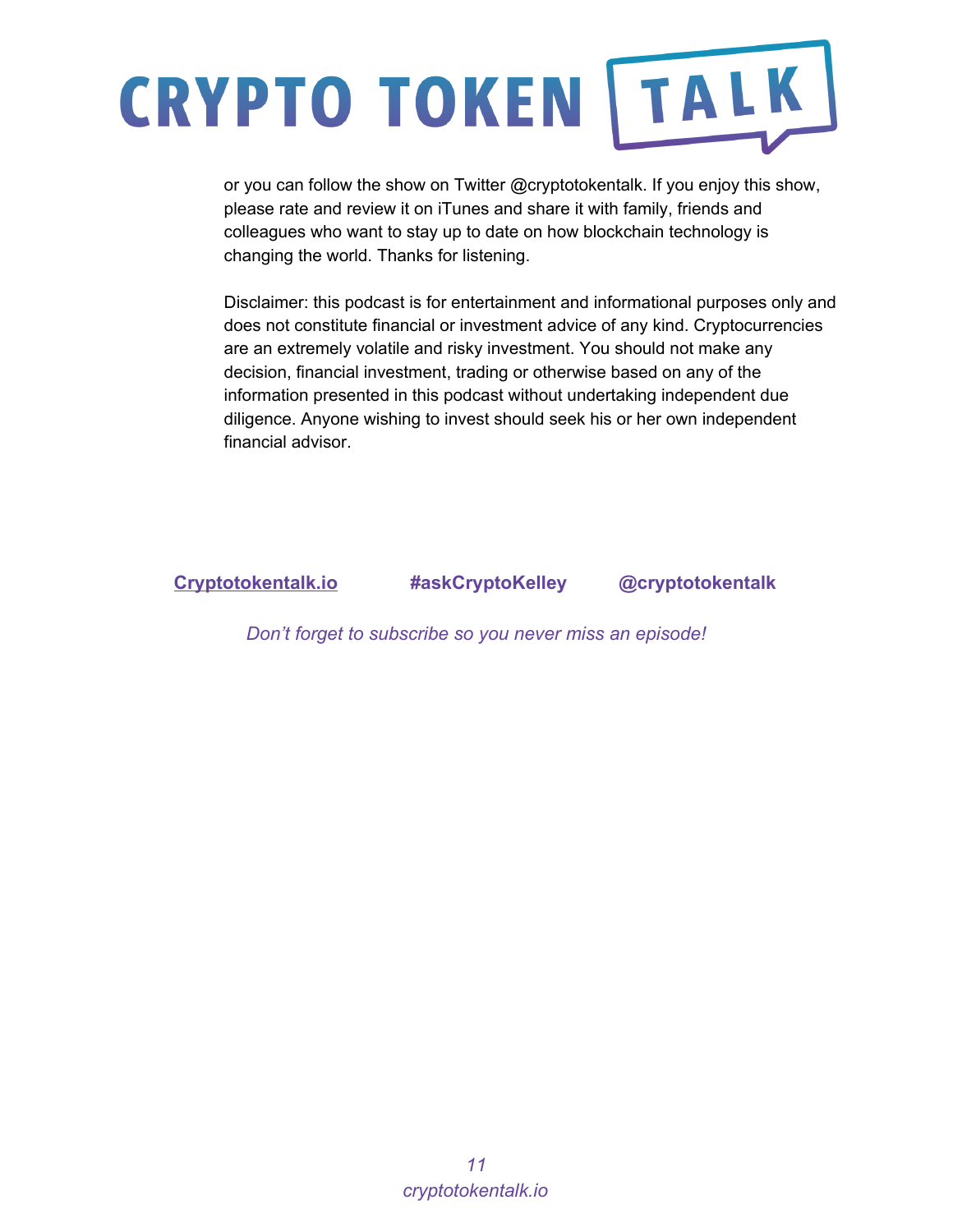or you can follow the show on Twitter @cryptotokentalk. If you enjoy this show, please rate and review it on iTunes and share it with family, friends and colleagues who want to stay up to date on how blockchain technology is changing the world. Thanks for listening.

Disclaimer: this podcast is for entertainment and informational purposes only and does not constitute financial or investment advice of any kind. Cryptocurrencies are an extremely volatile and risky investment. You should not make any decision, financial investment, trading or otherwise based on any of the information presented in this podcast without undertaking independent due diligence. Anyone wishing to invest should seek his or her own independent financial advisor.

**Cryptotokentalk.io** **#askCryptoKelley** **@cryptotokentalk**

*Don't forget to subscribe so you never miss an episode!*